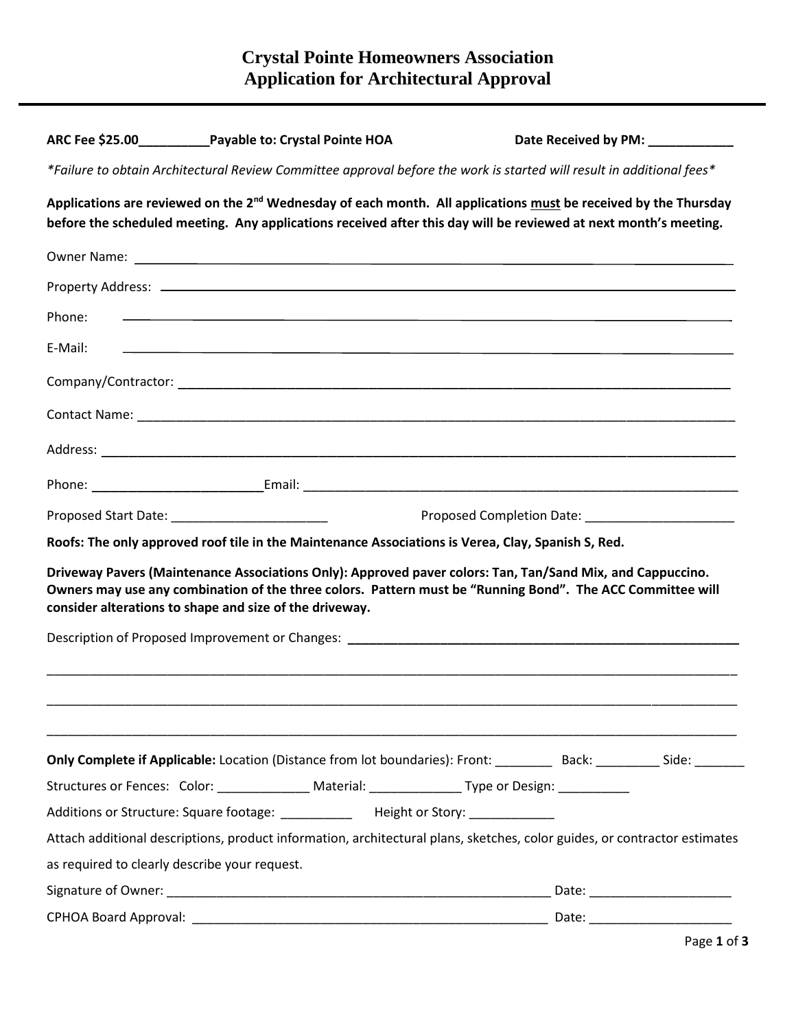# Crystal Pointe Homeowners Association
# Application for Architectural Approval

---

**ARC Fee $25.00__________Payable to: Crystal Pointe HOA** **Date Received by PM: ____________**

*\*Failure to obtain Architectural Review Committee approval before the work is started will result in additional fees\**

**Applications are reviewed on the 2nd Wednesday of each month. All applications <u>must</u> be received by the Thursday before the scheduled meeting. Any applications received after this day will be reviewed at next month's meeting.**

Owner Name: ______________________________________________________________________

Property Address: __________________________________________________________________

Phone: ___________________________________________________________________________

E-Mail: ___________________________________________________________________________

Company/Contractor: ________________________________________________________________

Contact Name: _____________________________________________________________________

Address: __________________________________________________________________________

Phone: ________________________Email: _______________________________________________

Proposed Start Date: ______________________ Proposed Completion Date: _____________________

**Roofs: The only approved roof tile in the Maintenance Associations is Verea, Clay, Spanish S, Red.**

**Driveway Pavers (Maintenance Associations Only): Approved paver colors: Tan, Tan/Sand Mix, and Cappuccino. Owners may use any combination of the three colors. Pattern must be "Running Bond". The ACC Committee will consider alterations to shape and size of the driveway.**

Description of Proposed Improvement or Changes: ___________________________________________

__________________________________________________________________________________

__________________________________________________________________________________

__________________________________________________________________________________

**Only Complete if Applicable:** Location (Distance from lot boundaries): Front: ________ Back: _________ Side: _______

Structures or Fences: Color: _____________ Material: _____________ Type or Design: __________

Additions or Structure: Square footage: __________ Height or Story: ____________

Attach additional descriptions, product information, architectural plans, sketches, color guides, or contractor estimates as required to clearly describe your request.

Signature of Owner: _________________________________________________________ Date: ____________________

CPHOA Board Approval: ______________________________________________________ Date: ____________________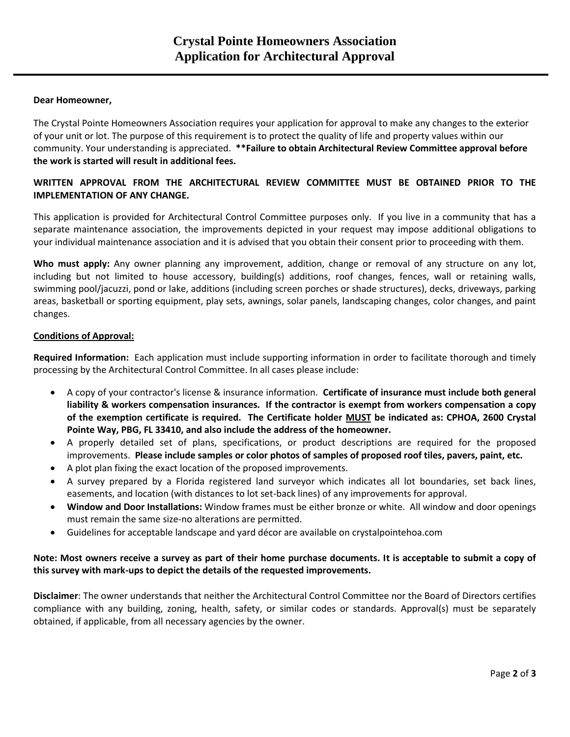# Crystal Pointe Homeowners Association
# Application for Architectural Approval

**Dear Homeowner,**

The Crystal Pointe Homeowners Association requires your application for approval to make any changes to the exterior of your unit or lot. The purpose of this requirement is to protect the quality of life and property values within our community. Your understanding is appreciated. **\*\*Failure to obtain Architectural Review Committee approval before the work is started will result in additional fees.**

**WRITTEN APPROVAL FROM THE ARCHITECTURAL REVIEW COMMITTEE MUST BE OBTAINED PRIOR TO THE IMPLEMENTATION OF ANY CHANGE.**

This application is provided for Architectural Control Committee purposes only. If you live in a community that has a separate maintenance association, the improvements depicted in your request may impose additional obligations to your individual maintenance association and it is advised that you obtain their consent prior to proceeding with them.

**Who must apply:** Any owner planning any improvement, addition, change or removal of any structure on any lot, including but not limited to house accessory, building(s) additions, roof changes, fences, wall or retaining walls, swimming pool/jacuzzi, pond or lake, additions (including screen porches or shade structures), decks, driveways, parking areas, basketball or sporting equipment, play sets, awnings, solar panels, landscaping changes, color changes, and paint changes.

**<u>Conditions of Approval:</u>**

**Required Information:** Each application must include supporting information in order to facilitate thorough and timely processing by the Architectural Control Committee. In all cases please include:

- A copy of your contractor's license & insurance information. **Certificate of insurance must include both general liability & workers compensation insurances. If the contractor is exempt from workers compensation a copy of the exemption certificate is required. The Certificate holder <u>MUST</u> be indicated as: CPHOA, 2600 Crystal Pointe Way, PBG, FL 33410, and also include the address of the homeowner.**
- A properly detailed set of plans, specifications, or product descriptions are required for the proposed improvements. **Please include samples or color photos of samples of proposed roof tiles, pavers, paint, etc.**
- A plot plan fixing the exact location of the proposed improvements.
- A survey prepared by a Florida registered land surveyor which indicates all lot boundaries, set back lines, easements, and location (with distances to lot set-back lines) of any improvements for approval.
- **Window and Door Installations:** Window frames must be either bronze or white. All window and door openings must remain the same size-no alterations are permitted.
- Guidelines for acceptable landscape and yard décor are available on crystalpointehoa.com

**Note: Most owners receive a survey as part of their home purchase documents. It is acceptable to submit a copy of this survey with mark-ups to depict the details of the requested improvements.**

**Disclaimer**: The owner understands that neither the Architectural Control Committee nor the Board of Directors certifies compliance with any building, zoning, health, safety, or similar codes or standards. Approval(s) must be separately obtained, if applicable, from all necessary agencies by the owner.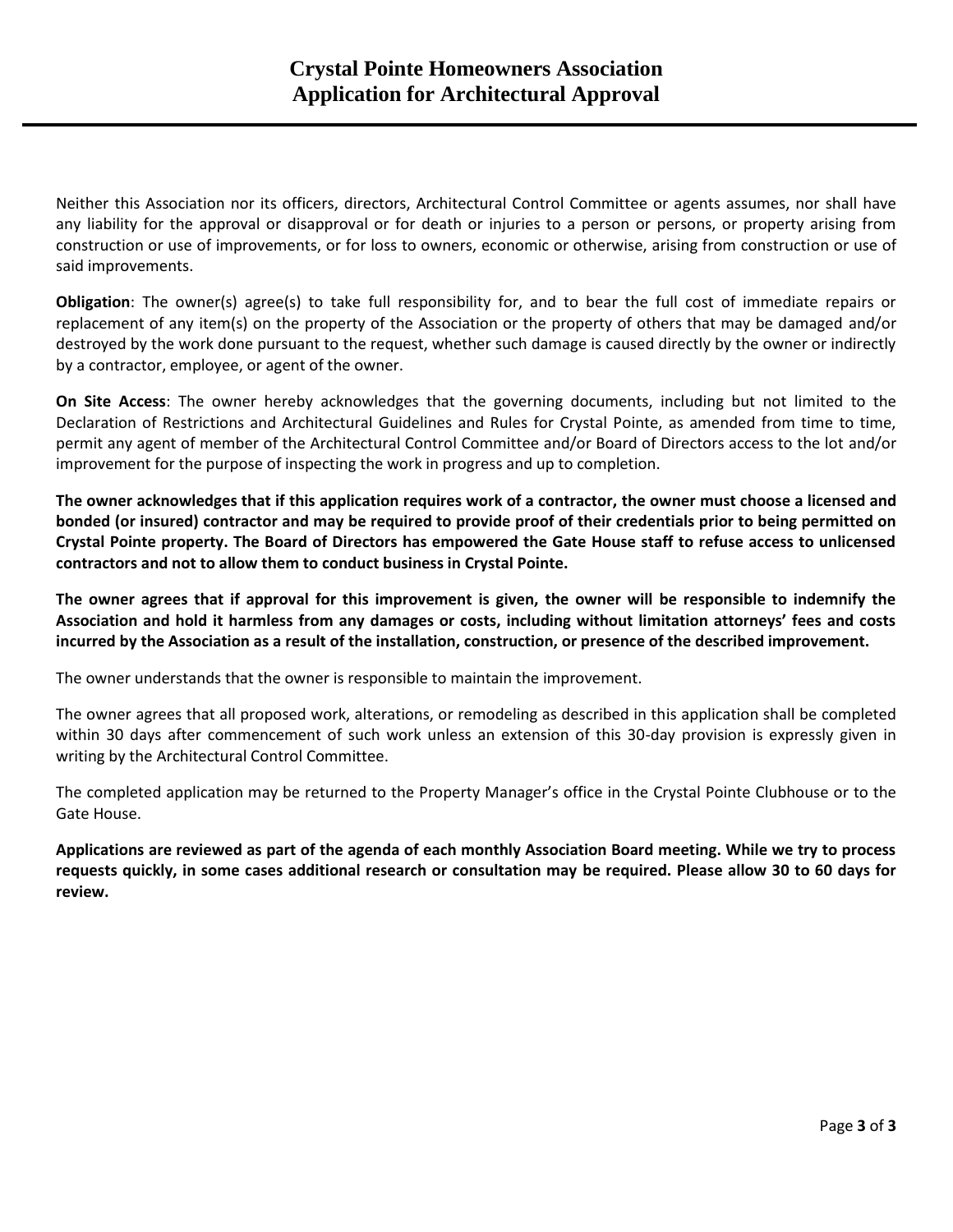# Crystal Pointe Homeowners Association
## Application for Architectural Approval

Neither this Association nor its officers, directors, Architectural Control Committee or agents assumes, nor shall have any liability for the approval or disapproval or for death or injuries to a person or persons, or property arising from construction or use of improvements, or for loss to owners, economic or otherwise, arising from construction or use of said improvements.

**Obligation**: The owner(s) agree(s) to take full responsibility for, and to bear the full cost of immediate repairs or replacement of any item(s) on the property of the Association or the property of others that may be damaged and/or destroyed by the work done pursuant to the request, whether such damage is caused directly by the owner or indirectly by a contractor, employee, or agent of the owner.

**On Site Access**: The owner hereby acknowledges that the governing documents, including but not limited to the Declaration of Restrictions and Architectural Guidelines and Rules for Crystal Pointe, as amended from time to time, permit any agent of member of the Architectural Control Committee and/or Board of Directors access to the lot and/or improvement for the purpose of inspecting the work in progress and up to completion.

**The owner acknowledges that if this application requires work of a contractor, the owner must choose a licensed and bonded (or insured) contractor and may be required to provide proof of their credentials prior to being permitted on Crystal Pointe property. The Board of Directors has empowered the Gate House staff to refuse access to unlicensed contractors and not to allow them to conduct business in Crystal Pointe.**

**The owner agrees that if approval for this improvement is given, the owner will be responsible to indemnify the Association and hold it harmless from any damages or costs, including without limitation attorneys' fees and costs incurred by the Association as a result of the installation, construction, or presence of the described improvement.**

The owner understands that the owner is responsible to maintain the improvement.

The owner agrees that all proposed work, alterations, or remodeling as described in this application shall be completed within 30 days after commencement of such work unless an extension of this 30-day provision is expressly given in writing by the Architectural Control Committee.

The completed application may be returned to the Property Manager's office in the Crystal Pointe Clubhouse or to the Gate House.

**Applications are reviewed as part of the agenda of each monthly Association Board meeting. While we try to process requests quickly, in some cases additional research or consultation may be required. Please allow 30 to 60 days for review.**